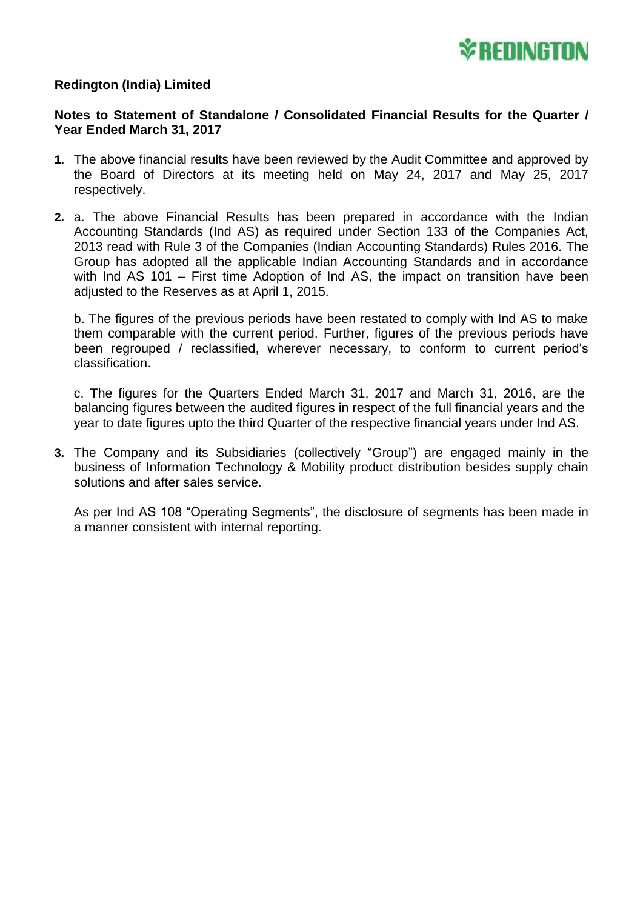**Redington (India) Limited**

**Notes to Statement of Standalone / Consolidated Financial Results for the Quarter / Year Ended March 31, 2017**

1. The above financial results have been reviewed by the Audit Committee and approved by the Board of Directors at its meeting held on May 24, 2017 and May 25, 2017 respectively.

2. a. The above Financial Results has been prepared in accordance with the Indian Accounting Standards (Ind AS) as required under Section 133 of the Companies Act, 2013 read with Rule 3 of the Companies (Indian Accounting Standards) Rules 2016. The Group has adopted all the applicable Indian Accounting Standards and in accordance with Ind AS 101 – First time Adoption of Ind AS, the impact on transition have been adjusted to the Reserves as at April 1, 2015.

   b. The figures of the previous periods have been restated to comply with Ind AS to make them comparable with the current period. Further, figures of the previous periods have been regrouped / reclassified, wherever necessary, to conform to current period's classification.

   c. The figures for the Quarters Ended March 31, 2017 and March 31, 2016, are the balancing figures between the audited figures in respect of the full financial years and the year to date figures upto the third Quarter of the respective financial years under Ind AS.

3. The Company and its Subsidiaries (collectively "Group") are engaged mainly in the business of Information Technology & Mobility product distribution besides supply chain solutions and after sales service.

   As per Ind AS 108 "Operating Segments", the disclosure of segments has been made in a manner consistent with internal reporting.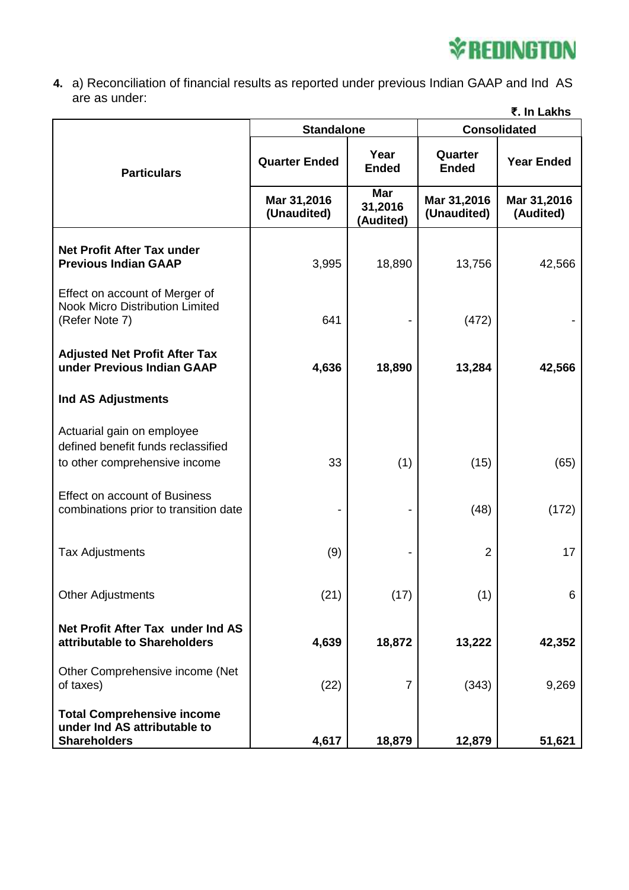**4.** a) Reconciliation of financial results as reported under previous Indian GAAP and Ind AS are as under:

**₹. In Lakhs**

| Particulars | Standalone | | Consolidated | |
|---|---|---|---|---|
| | Quarter Ended | Year Ended | Quarter Ended | Year Ended |
| | Mar 31,2016 (Unaudited) | Mar 31,2016 (Audited) | Mar 31,2016 (Unaudited) | Mar 31,2016 (Audited) |
| **Net Profit After Tax under Previous Indian GAAP** | 3,995 | 18,890 | 13,756 | 42,566 |
| Effect on account of Merger of Nook Micro Distribution Limited (Refer Note 7) | 641 | - | (472) | - |
| **Adjusted Net Profit After Tax under Previous Indian GAAP** | **4,636** | **18,890** | **13,284** | **42,566** |
| **Ind AS Adjustments** | | | | |
| Actuarial gain on employee defined benefit funds reclassified to other comprehensive income | 33 | (1) | (15) | (65) |
| Effect on account of Business combinations prior to transition date | - | - | (48) | (172) |
| Tax Adjustments | (9) | - | 2 | 17 |
| Other Adjustments | (21) | (17) | (1) | 6 |
| **Net Profit After Tax under Ind AS attributable to Shareholders** | **4,639** | **18,872** | **13,222** | **42,352** |
| Other Comprehensive income (Net of taxes) | (22) | 7 | (343) | 9,269 |
| **Total Comprehensive income under Ind AS attributable to Shareholders** | **4,617** | **18,879** | **12,879** | **51,621** |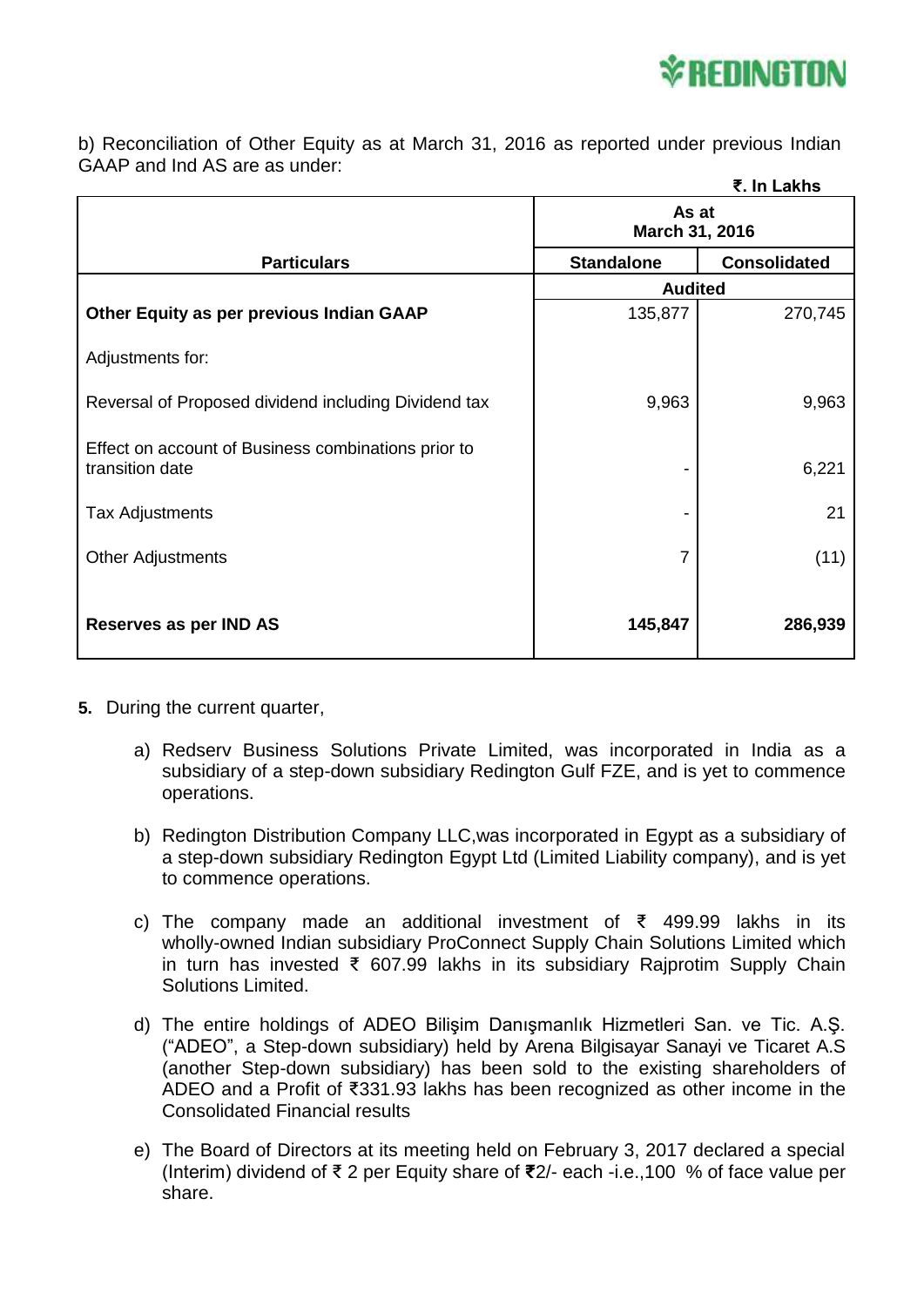b) Reconciliation of Other Equity as at March 31, 2016 as reported under previous Indian GAAP and Ind AS are as under:

₹. In Lakhs

| Particulars | As at March 31, 2016 | |
|---|---|---|
| | **Standalone** | **Consolidated** |
| | **Audited** | |
| **Other Equity as per previous Indian GAAP** | 135,877 | 270,745 |
| Adjustments for: | | |
| Reversal of Proposed dividend including Dividend tax | 9,963 | 9,963 |
| Effect on account of Business combinations prior to transition date | - | 6,221 |
| Tax Adjustments | - | 21 |
| Other Adjustments | 7 | (11) |
| **Reserves as per IND AS** | **145,847** | **286,939** |

**5.** During the current quarter,

a) Redserv Business Solutions Private Limited, was incorporated in India as a subsidiary of a step-down subsidiary Redington Gulf FZE, and is yet to commence operations.

b) Redington Distribution Company LLC,was incorporated in Egypt as a subsidiary of a step-down subsidiary Redington Egypt Ltd (Limited Liability company), and is yet to commence operations.

c) The company made an additional investment of ₹ 499.99 lakhs in its wholly-owned Indian subsidiary ProConnect Supply Chain Solutions Limited which in turn has invested ₹ 607.99 lakhs in its subsidiary Rajprotim Supply Chain Solutions Limited.

d) The entire holdings of ADEO Bilişim Danışmanlık Hizmetleri San. ve Tic. A.Ş. ("ADEO", a Step-down subsidiary) held by Arena Bilgisayar Sanayi ve Ticaret A.S (another Step-down subsidiary) has been sold to the existing shareholders of ADEO and a Profit of ₹331.93 lakhs has been recognized as other income in the Consolidated Financial results

e) The Board of Directors at its meeting held on February 3, 2017 declared a special (Interim) dividend of ₹ 2 per Equity share of ₹2/- each -i.e.,100 % of face value per share.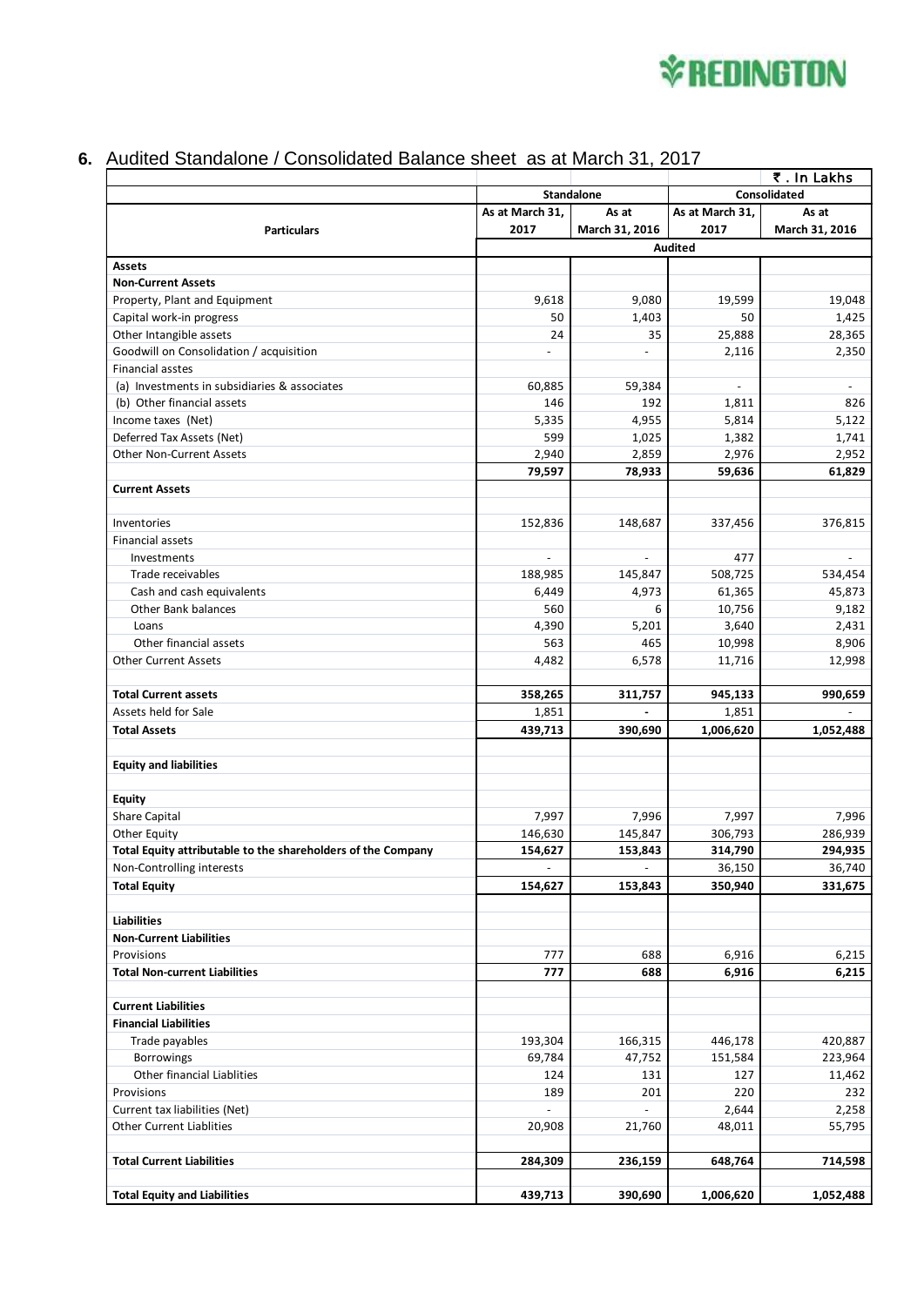## 6. Audited Standalone / Consolidated Balance sheet as at March 31, 2017

| | | | | ₹. In Lakhs |
|---|---|---|---|---|
| | Standalone | | Consolidated | |
| **Particulars** | As at March 31, 2017 | As at March 31, 2016 | As at March 31, 2017 | As at March 31, 2016 |
| | Audited | | | |
| **Assets** | | | | |
| **Non-Current Assets** | | | | |
| Property, Plant and Equipment | 9,618 | 9,080 | 19,599 | 19,048 |
| Capital work-in progress | 50 | 1,403 | 50 | 1,425 |
| Other Intangible assets | 24 | 35 | 25,888 | 28,365 |
| Goodwill on Consolidation / acquisition | - | - | 2,116 | 2,350 |
| Financial asstes | | | | |
| (a) Investments in subsidiaries & associates | 60,885 | 59,384 | - | - |
| (b) Other financial assets | 146 | 192 | 1,811 | 826 |
| Income taxes (Net) | 5,335 | 4,955 | 5,814 | 5,122 |
| Deferred Tax Assets (Net) | 599 | 1,025 | 1,382 | 1,741 |
| Other Non-Current Assets | 2,940 | 2,859 | 2,976 | 2,952 |
| | **79,597** | **78,933** | **59,636** | **61,829** |
| **Current Assets** | | | | |
| Inventories | 152,836 | 148,687 | 337,456 | 376,815 |
| Financial assets | | | | |
| Investments | - | - | 477 | - |
| Trade receivables | 188,985 | 145,847 | 508,725 | 534,454 |
| Cash and cash equivalents | 6,449 | 4,973 | 61,365 | 45,873 |
| Other Bank balances | 560 | 6 | 10,756 | 9,182 |
| Loans | 4,390 | 5,201 | 3,640 | 2,431 |
| Other financial assets | 563 | 465 | 10,998 | 8,906 |
| Other Current Assets | 4,482 | 6,578 | 11,716 | 12,998 |
| **Total Current assets** | **358,265** | **311,757** | **945,133** | **990,659** |
| Assets held for Sale | 1,851 | - | 1,851 | - |
| **Total Assets** | **439,713** | **390,690** | **1,006,620** | **1,052,488** |
| **Equity and liabilities** | | | | |
| **Equity** | | | | |
| Share Capital | 7,997 | 7,996 | 7,997 | 7,996 |
| Other Equity | 146,630 | 145,847 | 306,793 | 286,939 |
| **Total Equity attributable to the shareholders of the Company** | **154,627** | **153,843** | **314,790** | **294,935** |
| Non-Controlling interests | - | - | 36,150 | 36,740 |
| **Total Equity** | **154,627** | **153,843** | **350,940** | **331,675** |
| **Liabilities** | | | | |
| **Non-Current Liabilities** | | | | |
| Provisions | 777 | 688 | 6,916 | 6,215 |
| **Total Non-current Liabilities** | **777** | **688** | **6,916** | **6,215** |
| **Current Liabilities** | | | | |
| **Financial Liabilities** | | | | |
| Trade payables | 193,304 | 166,315 | 446,178 | 420,887 |
| Borrowings | 69,784 | 47,752 | 151,584 | 223,964 |
| Other financial Liablities | 124 | 131 | 127 | 11,462 |
| Provisions | 189 | 201 | 220 | 232 |
| Current tax liabilities (Net) | - | - | 2,644 | 2,258 |
| Other Current Liablities | 20,908 | 21,760 | 48,011 | 55,795 |
| **Total Current Liabilities** | **284,309** | **236,159** | **648,764** | **714,598** |
| **Total Equity and Liabilities** | **439,713** | **390,690** | **1,006,620** | **1,052,488** |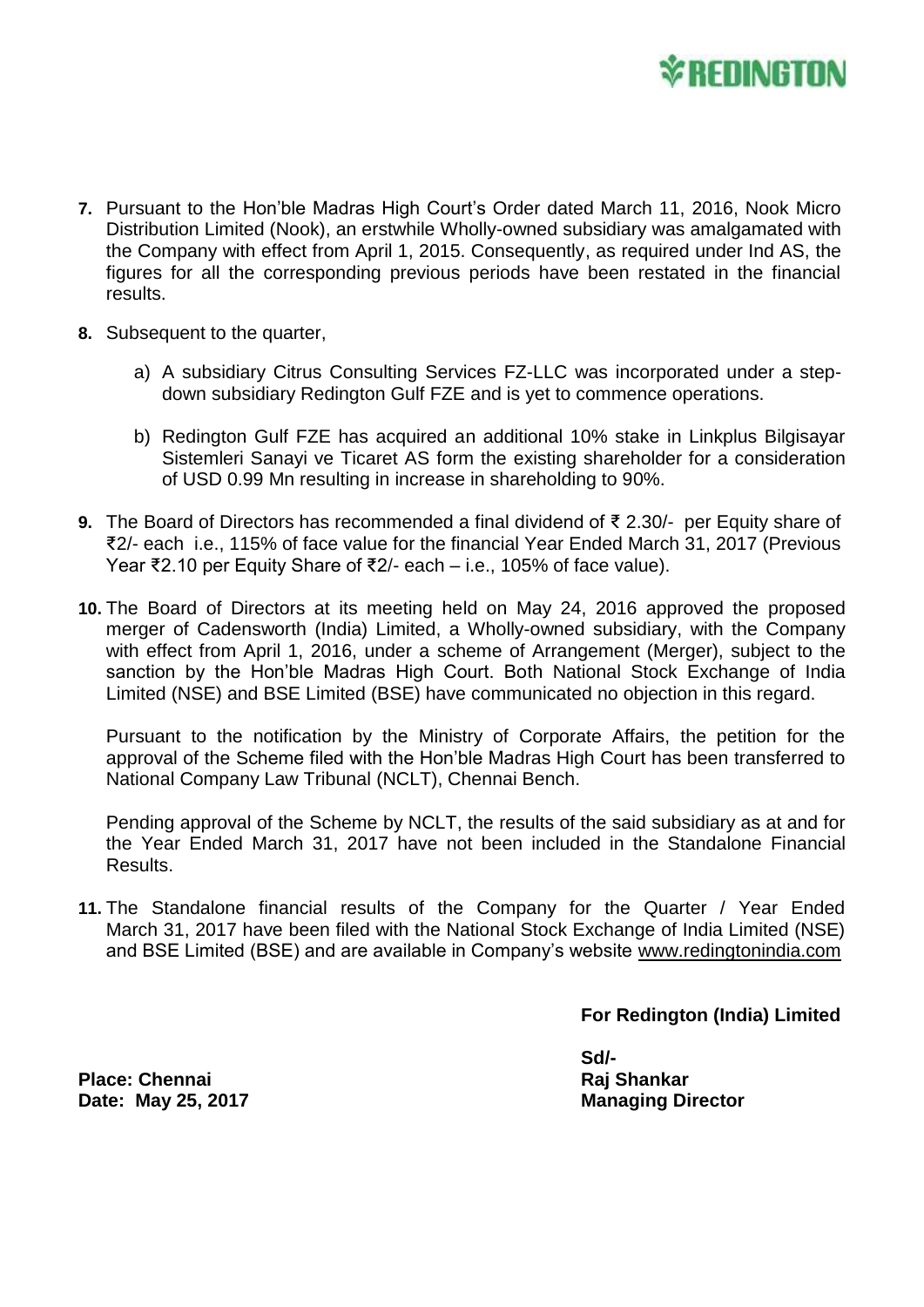7. Pursuant to the Hon'ble Madras High Court's Order dated March 11, 2016, Nook Micro Distribution Limited (Nook), an erstwhile Wholly-owned subsidiary was amalgamated with the Company with effect from April 1, 2015. Consequently, as required under Ind AS, the figures for all the corresponding previous periods have been restated in the financial results.

8. Subsequent to the quarter,

   a) A subsidiary Citrus Consulting Services FZ-LLC was incorporated under a step-down subsidiary Redington Gulf FZE and is yet to commence operations.

   b) Redington Gulf FZE has acquired an additional 10% stake in Linkplus Bilgisayar Sistemleri Sanayi ve Ticaret AS form the existing shareholder for a consideration of USD 0.99 Mn resulting in increase in shareholding to 90%.

9. The Board of Directors has recommended a final dividend of ₹ 2.30/- per Equity share of ₹2/- each i.e., 115% of face value for the financial Year Ended March 31, 2017 (Previous Year ₹2.10 per Equity Share of ₹2/- each – i.e., 105% of face value).

10. The Board of Directors at its meeting held on May 24, 2016 approved the proposed merger of Cadensworth (India) Limited, a Wholly-owned subsidiary, with the Company with effect from April 1, 2016, under a scheme of Arrangement (Merger), subject to the sanction by the Hon'ble Madras High Court. Both National Stock Exchange of India Limited (NSE) and BSE Limited (BSE) have communicated no objection in this regard.

    Pursuant to the notification by the Ministry of Corporate Affairs, the petition for the approval of the Scheme filed with the Hon'ble Madras High Court has been transferred to National Company Law Tribunal (NCLT), Chennai Bench.

    Pending approval of the Scheme by NCLT, the results of the said subsidiary as at and for the Year Ended March 31, 2017 have not been included in the Standalone Financial Results.

11. The Standalone financial results of the Company for the Quarter / Year Ended March 31, 2017 have been filed with the National Stock Exchange of India Limited (NSE) and BSE Limited (BSE) and are available in Company's website www.redingtonindia.com

**For Redington (India) Limited**

**Sd/-**
**Raj Shankar**
**Managing Director**

**Place: Chennai**
**Date: May 25, 2017**